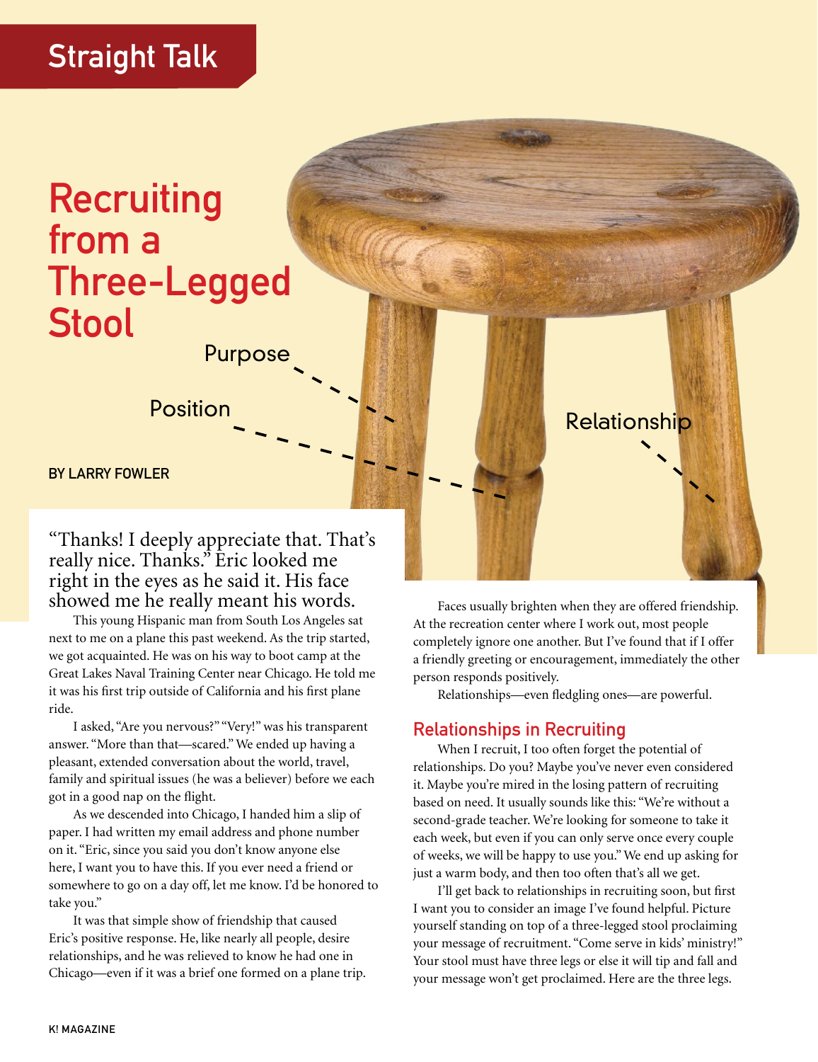Straight Talk

# Recruiting from a Three-Legged Stool

Purpose

Position

Relationship

**BY LARRY FOWLER**

"Thanks! I deeply appreciate that. That's really nice. Thanks." Eric looked me right in the eyes as he said it. His face showed me he really meant his words.

This young Hispanic man from South Los Angeles sat next to me on a plane this past weekend. As the trip started, we got acquainted. He was on his way to boot camp at the Great Lakes Naval Training Center near Chicago. He told me it was his first trip outside of California and his first plane ride.

I asked, "Are you nervous?" "Very!" was his transparent answer. "More than that—scared." We ended up having a pleasant, extended conversation about the world, travel, family and spiritual issues (he was a believer) before we each got in a good nap on the flight.

As we descended into Chicago, I handed him a slip of paper. I had written my email address and phone number on it. "Eric, since you said you don't know anyone else here, I want you to have this. If you ever need a friend or somewhere to go on a day off, let me know. I'd be honored to take you."

It was that simple show of friendship that caused Eric's positive response. He, like nearly all people, desire relationships, and he was relieved to know he had one in Chicago—even if it was a brief one formed on a plane trip.

Faces usually brighten when they are offered friendship. At the recreation center where I work out, most people completely ignore one another. But I've found that if I offer a friendly greeting or encouragement, immediately the other person responds positively.

Relationships—even fledgling ones—are powerful.

## Relationships in Recruiting

When I recruit, I too often forget the potential of relationships. Do you? Maybe you've never even considered it. Maybe you're mired in the losing pattern of recruiting based on need. It usually sounds like this: "We're without a second-grade teacher. We're looking for someone to take it each week, but even if you can only serve once every couple of weeks, we will be happy to use you." We end up asking for just a warm body, and then too often that's all we get.

I'll get back to relationships in recruiting soon, but first I want you to consider an image I've found helpful. Picture yourself standing on top of a three-legged stool proclaiming your message of recruitment. "Come serve in kids' ministry!" Your stool must have three legs or else it will tip and fall and your message won't get proclaimed. Here are the three legs.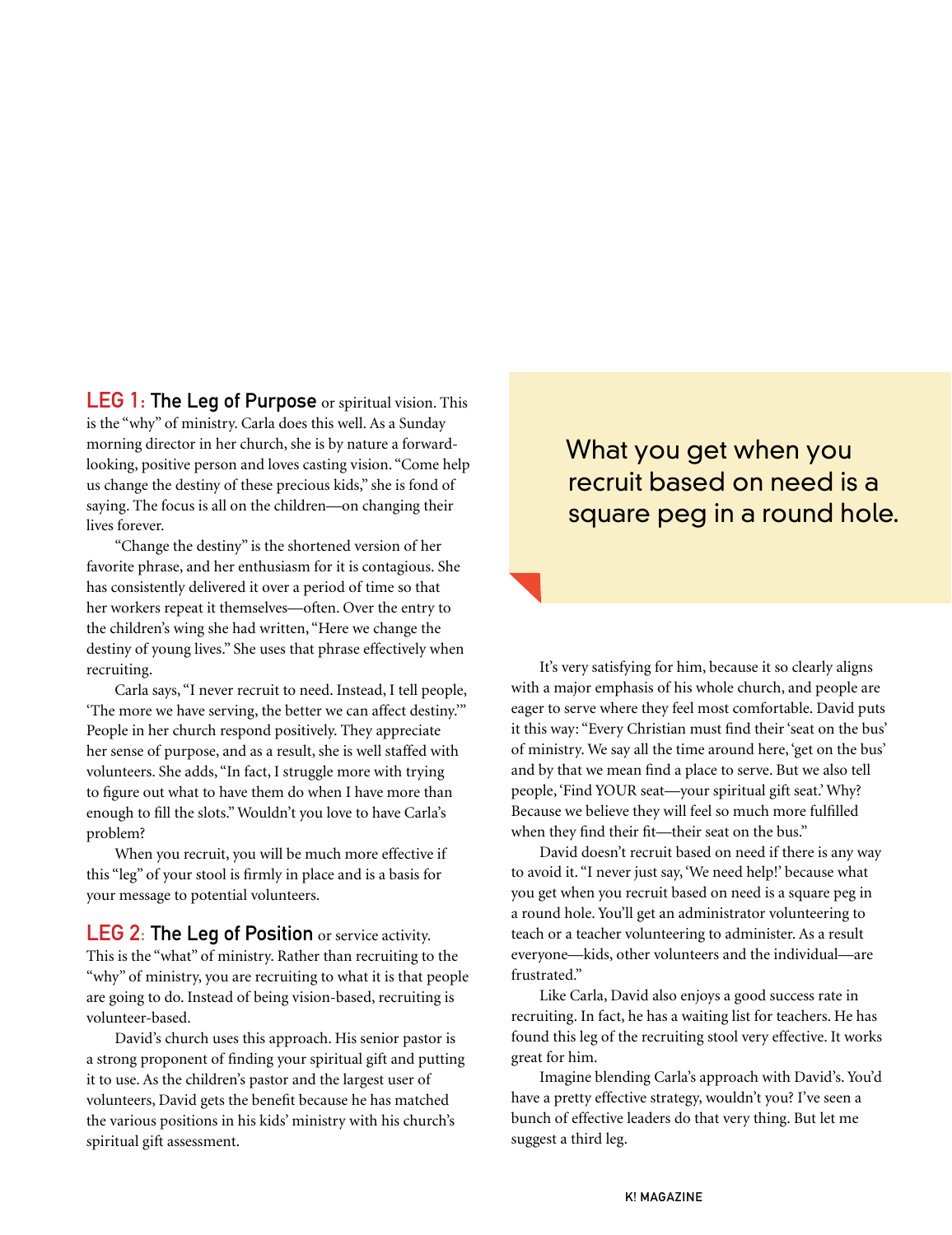**LEG 1: The Leg of Purpose** or spiritual vision. This is the "why" of ministry. Carla does this well. As a Sunday morning director in her church, she is by nature a forward-looking, positive person and loves casting vision. "Come help us change the destiny of these precious kids," she is fond of saying. The focus is all on the children—on changing their lives forever.

"Change the destiny" is the shortened version of her favorite phrase, and her enthusiasm for it is contagious. She has consistently delivered it over a period of time so that her workers repeat it themselves—often. Over the entry to the children's wing she had written, "Here we change the destiny of young lives." She uses that phrase effectively when recruiting.

Carla says, "I never recruit to need. Instead, I tell people, 'The more we have serving, the better we can affect destiny.'" People in her church respond positively. They appreciate her sense of purpose, and as a result, she is well staffed with volunteers. She adds, "In fact, I struggle more with trying to figure out what to have them do when I have more than enough to fill the slots." Wouldn't you love to have Carla's problem?

When you recruit, you will be much more effective if this "leg" of your stool is firmly in place and is a basis for your message to potential volunteers.

**LEG 2: The Leg of Position** or service activity. This is the "what" of ministry. Rather than recruiting to the "why" of ministry, you are recruiting to what it is that people are going to do. Instead of being vision-based, recruiting is volunteer-based.

David's church uses this approach. His senior pastor is a strong proponent of finding your spiritual gift and putting it to use. As the children's pastor and the largest user of volunteers, David gets the benefit because he has matched the various positions in his kids' ministry with his church's spiritual gift assessment.

> What you get when you recruit based on need is a square peg in a round hole.

It's very satisfying for him, because it so clearly aligns with a major emphasis of his whole church, and people are eager to serve where they feel most comfortable. David puts it this way: "Every Christian must find their 'seat on the bus' of ministry. We say all the time around here, 'get on the bus' and by that we mean find a place to serve. But we also tell people, 'Find YOUR seat—your spiritual gift seat.' Why? Because we believe they will feel so much more fulfilled when they find their fit—their seat on the bus."

David doesn't recruit based on need if there is any way to avoid it. "I never just say, 'We need help!' because what you get when you recruit based on need is a square peg in a round hole. You'll get an administrator volunteering to teach or a teacher volunteering to administer. As a result everyone—kids, other volunteers and the individual—are frustrated."

Like Carla, David also enjoys a good success rate in recruiting. In fact, he has a waiting list for teachers. He has found this leg of the recruiting stool very effective. It works great for him.

Imagine blending Carla's approach with David's. You'd have a pretty effective strategy, wouldn't you? I've seen a bunch of effective leaders do that very thing. But let me suggest a third leg.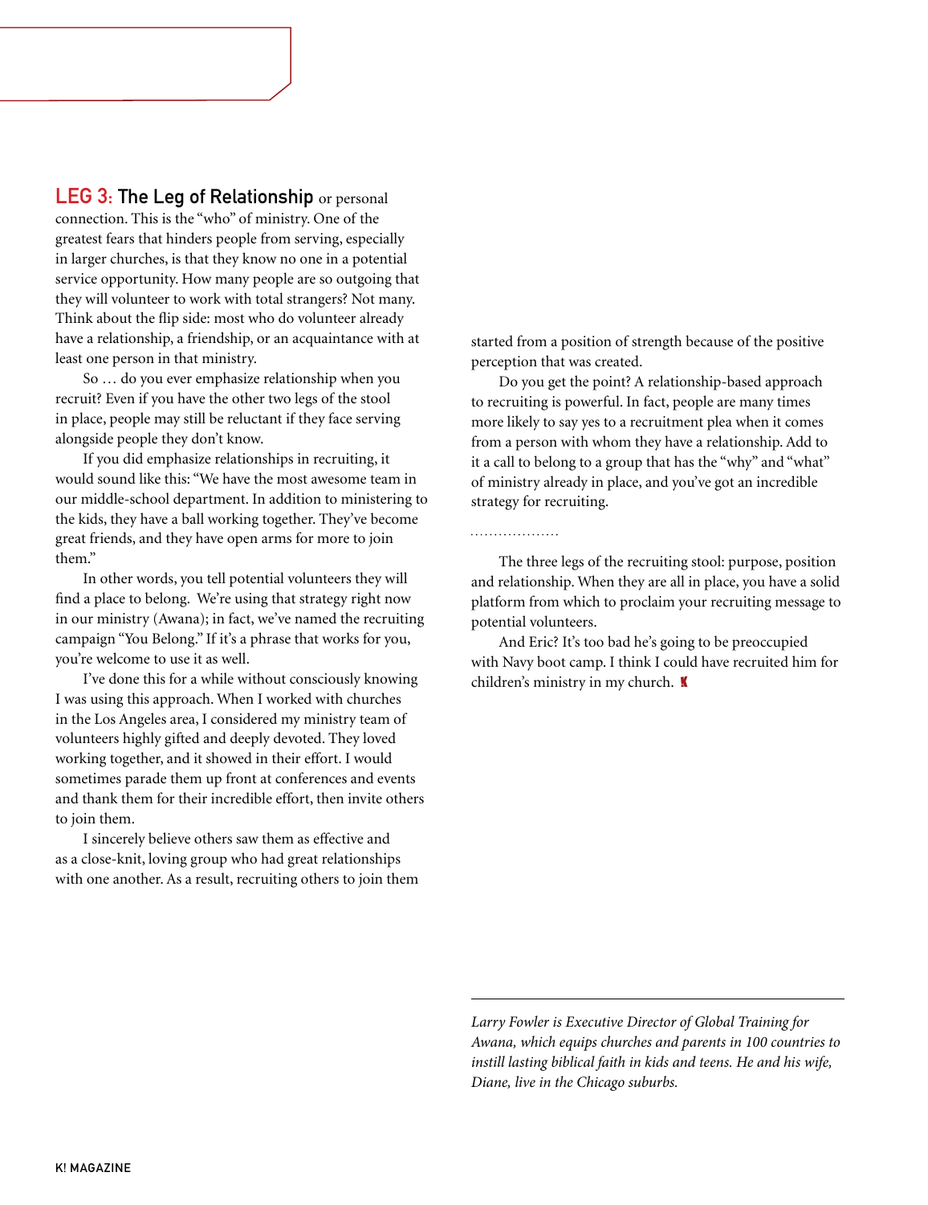**LEG 3: The Leg of Relationship** or personal connection. This is the "who" of ministry. One of the greatest fears that hinders people from serving, especially in larger churches, is that they know no one in a potential service opportunity. How many people are so outgoing that they will volunteer to work with total strangers? Not many. Think about the flip side: most who do volunteer already have a relationship, a friendship, or an acquaintance with at least one person in that ministry.

So … do you ever emphasize relationship when you recruit? Even if you have the other two legs of the stool in place, people may still be reluctant if they face serving alongside people they don't know.

If you did emphasize relationships in recruiting, it would sound like this: "We have the most awesome team in our middle-school department. In addition to ministering to the kids, they have a ball working together. They've become great friends, and they have open arms for more to join them."

In other words, you tell potential volunteers they will find a place to belong. We're using that strategy right now in our ministry (Awana); in fact, we've named the recruiting campaign "You Belong." If it's a phrase that works for you, you're welcome to use it as well.

I've done this for a while without consciously knowing I was using this approach. When I worked with churches in the Los Angeles area, I considered my ministry team of volunteers highly gifted and deeply devoted. They loved working together, and it showed in their effort. I would sometimes parade them up front at conferences and events and thank them for their incredible effort, then invite others to join them.

I sincerely believe others saw them as effective and as a close-knit, loving group who had great relationships with one another. As a result, recruiting others to join them started from a position of strength because of the positive perception that was created.

Do you get the point? A relationship-based approach to recruiting is powerful. In fact, people are many times more likely to say yes to a recruitment plea when it comes from a person with whom they have a relationship. Add to it a call to belong to a group that has the "why" and "what" of ministry already in place, and you've got an incredible strategy for recruiting.

The three legs of the recruiting stool: purpose, position and relationship. When they are all in place, you have a solid platform from which to proclaim your recruiting message to potential volunteers.

And Eric? It's too bad he's going to be preoccupied with Navy boot camp. I think I could have recruited him for children's ministry in my church.

---

*Larry Fowler is Executive Director of Global Training for Awana, which equips churches and parents in 100 countries to instill lasting biblical faith in kids and teens. He and his wife, Diane, live in the Chicago suburbs.*